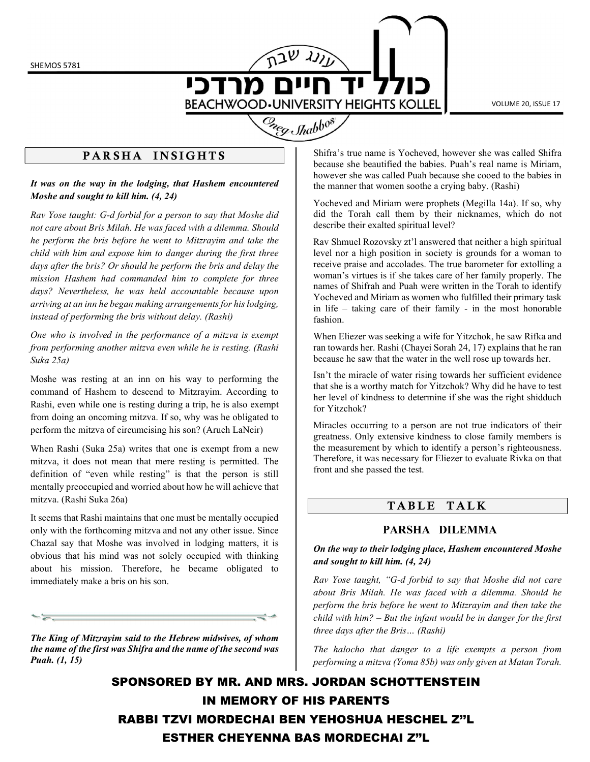SHEMOS 5781

עונג שבת

# כולל יד חיים מרדכי

BEACHWOOD•UNIVERSITY HEIGHTS KOLLEL

Oneg Shabbos

VOLUME 20, ISSUE 17

## PARSHA INSIGHTS

***It was on the way in the lodging, that Hashem encountered Moshe and sought to kill him. (4, 24)***

*Rav Yose taught: G-d forbid for a person to say that Moshe did not care about Bris Milah. He was faced with a dilemma. Should he perform the bris before he went to Mitzrayim and take the child with him and expose him to danger during the first three days after the bris? Or should he perform the bris and delay the mission Hashem had commanded him to complete for three days? Nevertheless, he was held accountable because upon arriving at an inn he began making arrangements for his lodging, instead of performing the bris without delay. (Rashi)*

*One who is involved in the performance of a mitzva is exempt from performing another mitzva even while he is resting. (Rashi Suka 25a)*

Moshe was resting at an inn on his way to performing the command of Hashem to descend to Mitzrayim. According to Rashi, even while one is resting during a trip, he is also exempt from doing an oncoming mitzva. If so, why was he obligated to perform the mitzva of circumcising his son? (Aruch LaNeir)

When Rashi (Suka 25a) writes that one is exempt from a new mitzva, it does not mean that mere resting is permitted. The definition of "even while resting" is that the person is still mentally preoccupied and worried about how he will achieve that mitzva. (Rashi Suka 26a)

It seems that Rashi maintains that one must be mentally occupied only with the forthcoming mitzva and not any other issue. Since Chazal say that Moshe was involved in lodging matters, it is obvious that his mind was not solely occupied with thinking about his mission. Therefore, he became obligated to immediately make a bris on his son.

***The King of Mitzrayim said to the Hebrew midwives, of whom the name of the first was Shifra and the name of the second was Puah. (1, 15)***

Shifra's true name is Yocheved, however she was called Shifra because she beautified the babies. Puah's real name is Miriam, however she was called Puah because she cooed to the babies in the manner that women soothe a crying baby. (Rashi)

Yocheved and Miriam were prophets (Megilla 14a). If so, why did the Torah call them by their nicknames, which do not describe their exalted spiritual level?

Rav Shmuel Rozovsky zt'l answered that neither a high spiritual level nor a high position in society is grounds for a woman to receive praise and accolades. The true barometer for extolling a woman's virtues is if she takes care of her family properly. The names of Shifrah and Puah were written in the Torah to identify Yocheved and Miriam as women who fulfilled their primary task in life – taking care of their family - in the most honorable fashion.

When Eliezer was seeking a wife for Yitzchok, he saw Rifka and ran towards her. Rashi (Chayei Sorah 24, 17) explains that he ran because he saw that the water in the well rose up towards her.

Isn't the miracle of water rising towards her sufficient evidence that she is a worthy match for Yitzchok? Why did he have to test her level of kindness to determine if she was the right shidduch for Yitzchok?

Miracles occurring to a person are not true indicators of their greatness. Only extensive kindness to close family members is the measurement by which to identify a person's righteousness. Therefore, it was necessary for Eliezer to evaluate Rivka on that front and she passed the test.

## TABLE TALK

### PARSHA DILEMMA

***On the way to their lodging place, Hashem encountered Moshe and sought to kill him. (4, 24)***

*Rav Yose taught, "G-d forbid to say that Moshe did not care about Bris Milah. He was faced with a dilemma. Should he perform the bris before he went to Mitzrayim and then take the child with him? – But the infant would be in danger for the first three days after the Bris… (Rashi)*

*The halocho that danger to a life exempts a person from performing a mitzva (Yoma 85b) was only given at Matan Torah.*

**SPONSORED BY MR. AND MRS. JORDAN SCHOTTENSTEIN**
**IN MEMORY OF HIS PARENTS**
**RABBI TZVI MORDECHAI BEN YEHOSHUA HESCHEL Z"L**
**ESTHER CHEYENNA BAS MORDECHAI Z"L**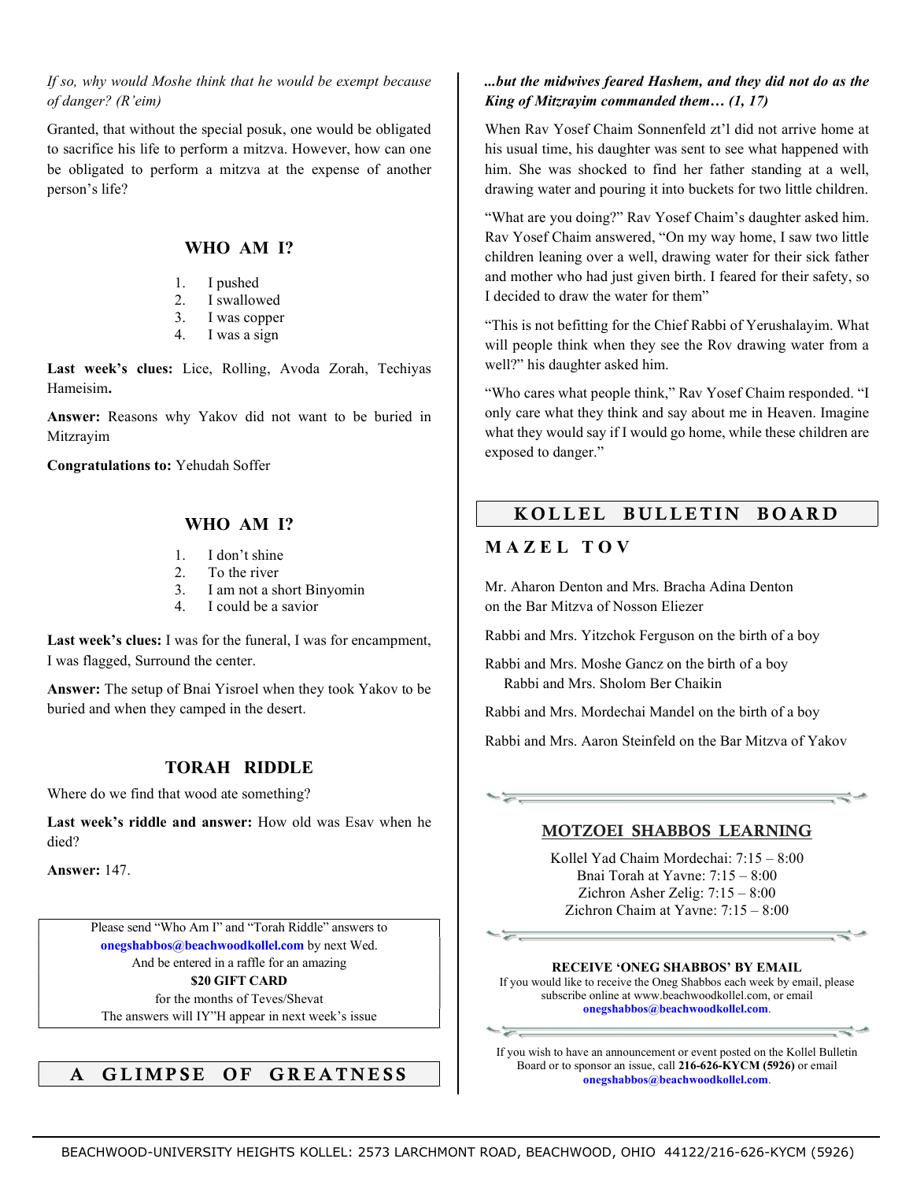*If so, why would Moshe think that he would be exempt because of danger? (R'eim)*

Granted, that without the special posuk, one would be obligated to sacrifice his life to perform a mitzva. However, how can one be obligated to perform a mitzva at the expense of another person's life?

## WHO AM I?

1. I pushed
2. I swallowed
3. I was copper
4. I was a sign

**Last week's clues:** Lice, Rolling, Avoda Zorah, Techiyas Hameisim**.**

**Answer:** Reasons why Yakov did not want to be buried in Mitzrayim

**Congratulations to:** Yehudah Soffer

## WHO AM I?

1. I don't shine
2. To the river
3. I am not a short Binyomin
4. I could be a savior

**Last week's clues:** I was for the funeral, I was for encampment, I was flagged, Surround the center.

**Answer:** The setup of Bnai Yisroel when they took Yakov to be buried and when they camped in the desert.

## TORAH RIDDLE

Where do we find that wood ate something?

**Last week's riddle and answer:** How old was Esav when he died?

**Answer:** 147.

Please send "Who Am I" and "Torah Riddle" answers to **onegshabbos@beachwoodkollel.com** by next Wed.
And be entered in a raffle for an amazing
**$20 GIFT CARD**
for the months of Teves/Shevat
The answers will IY"H appear in next week's issue

## A GLIMPSE OF GREATNESS

***...but the midwives feared Hashem, and they did not do as the King of Mitzrayim commanded them… (1, 17)***

When Rav Yosef Chaim Sonnenfeld zt'l did not arrive home at his usual time, his daughter was sent to see what happened with him. She was shocked to find her father standing at a well, drawing water and pouring it into buckets for two little children.

"What are you doing?" Rav Yosef Chaim's daughter asked him. Rav Yosef Chaim answered, "On my way home, I saw two little children leaning over a well, drawing water for their sick father and mother who had just given birth. I feared for their safety, so I decided to draw the water for them"

"This is not befitting for the Chief Rabbi of Yerushalayim. What will people think when they see the Rov drawing water from a well?" his daughter asked him.

"Who cares what people think," Rav Yosef Chaim responded. "I only care what they think and say about me in Heaven. Imagine what they would say if I would go home, while these children are exposed to danger."

## KOLLEL BULLETIN BOARD

### MAZEL TOV

Mr. Aharon Denton and Mrs. Bracha Adina Denton on the Bar Mitzva of Nosson Eliezer

Rabbi and Mrs. Yitzchok Ferguson on the birth of a boy

Rabbi and Mrs. Moshe Gancz on the birth of a boy
Rabbi and Mrs. Sholom Ber Chaikin

Rabbi and Mrs. Mordechai Mandel on the birth of a boy

Rabbi and Mrs. Aaron Steinfeld on the Bar Mitzva of Yakov

### MOTZOEI SHABBOS LEARNING

Kollel Yad Chaim Mordechai: 7:15 – 8:00
Bnai Torah at Yavne: 7:15 – 8:00
Zichron Asher Zelig: 7:15 – 8:00
Zichron Chaim at Yavne: 7:15 – 8:00

**RECEIVE 'ONEG SHABBOS' BY EMAIL**
If you would like to receive the Oneg Shabbos each week by email, please subscribe online at www.beachwoodkollel.com, or email **onegshabbos@beachwoodkollel.com**.

If you wish to have an announcement or event posted on the Kollel Bulletin Board or to sponsor an issue, call **216-626-KYCM (5926)** or email **onegshabbos@beachwoodkollel.com**.

BEACHWOOD-UNIVERSITY HEIGHTS KOLLEL: 2573 LARCHMONT ROAD, BEACHWOOD, OHIO 44122/216-626-KYCM (5926)